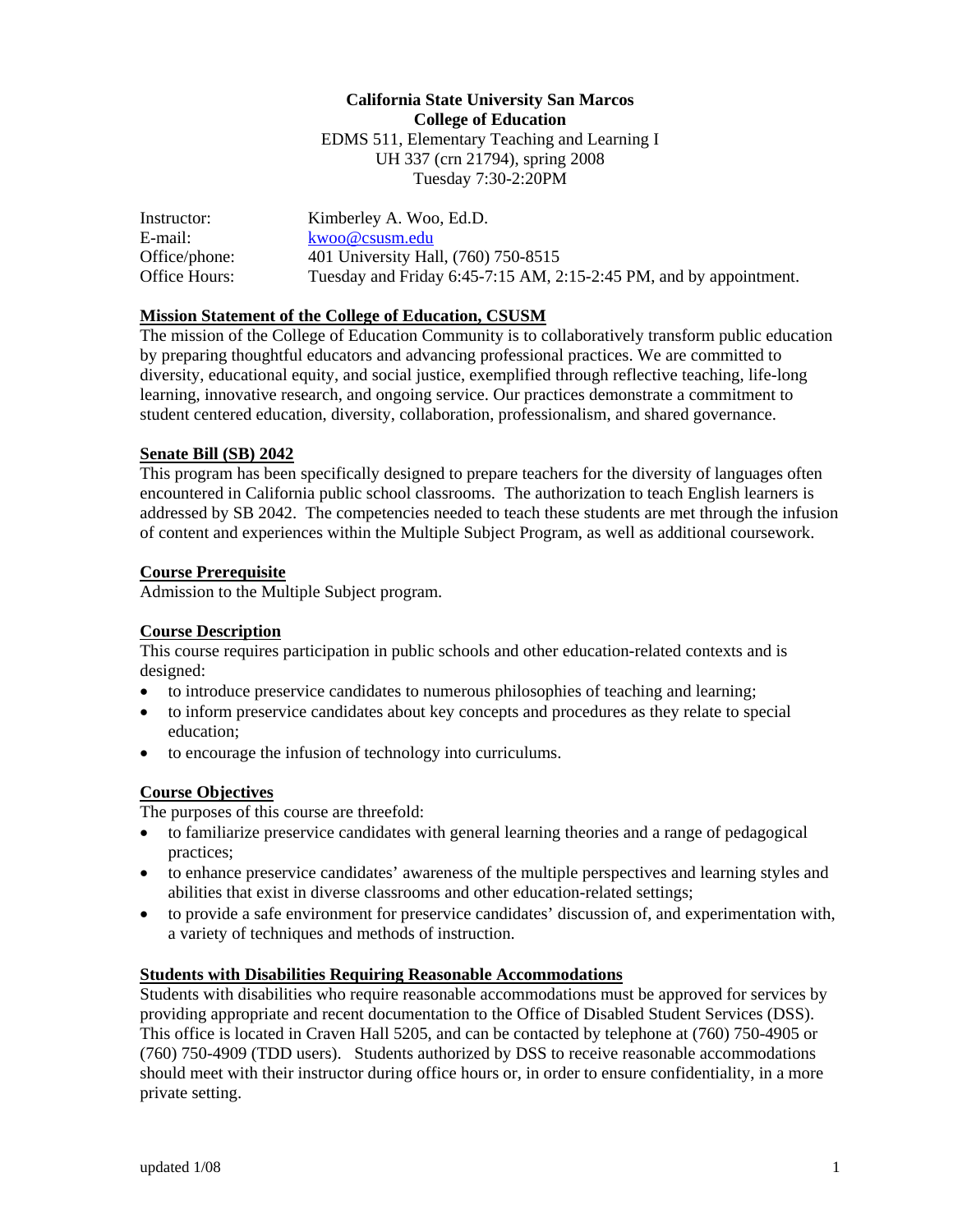**California State University San Marcos**
**College of Education**
EDMS 511, Elementary Teaching and Learning I
UH 337 (crn 21794), spring 2008
Tuesday 7:30-2:20PM

| | |
|---|---|
| Instructor: | Kimberley A. Woo, Ed.D. |
| E-mail: | kwoo@csusm.edu |
| Office/phone: | 401 University Hall, (760) 750-8515 |
| Office Hours: | Tuesday and Friday 6:45-7:15 AM, 2:15-2:45 PM, and by appointment. |

## Mission Statement of the College of Education, CSUSM

The mission of the College of Education Community is to collaboratively transform public education by preparing thoughtful educators and advancing professional practices. We are committed to diversity, educational equity, and social justice, exemplified through reflective teaching, life-long learning, innovative research, and ongoing service. Our practices demonstrate a commitment to student centered education, diversity, collaboration, professionalism, and shared governance.

## Senate Bill (SB) 2042

This program has been specifically designed to prepare teachers for the diversity of languages often encountered in California public school classrooms. The authorization to teach English learners is addressed by SB 2042. The competencies needed to teach these students are met through the infusion of content and experiences within the Multiple Subject Program, as well as additional coursework.

## Course Prerequisite

Admission to the Multiple Subject program.

## Course Description

This course requires participation in public schools and other education-related contexts and is designed:

- to introduce preservice candidates to numerous philosophies of teaching and learning;
- to inform preservice candidates about key concepts and procedures as they relate to special education;
- to encourage the infusion of technology into curriculums.

## Course Objectives

The purposes of this course are threefold:

- to familiarize preservice candidates with general learning theories and a range of pedagogical practices;
- to enhance preservice candidates' awareness of the multiple perspectives and learning styles and abilities that exist in diverse classrooms and other education-related settings;
- to provide a safe environment for preservice candidates' discussion of, and experimentation with, a variety of techniques and methods of instruction.

## Students with Disabilities Requiring Reasonable Accommodations

Students with disabilities who require reasonable accommodations must be approved for services by providing appropriate and recent documentation to the Office of Disabled Student Services (DSS). This office is located in Craven Hall 5205, and can be contacted by telephone at (760) 750-4905 or (760) 750-4909 (TDD users). Students authorized by DSS to receive reasonable accommodations should meet with their instructor during office hours or, in order to ensure confidentiality, in a more private setting.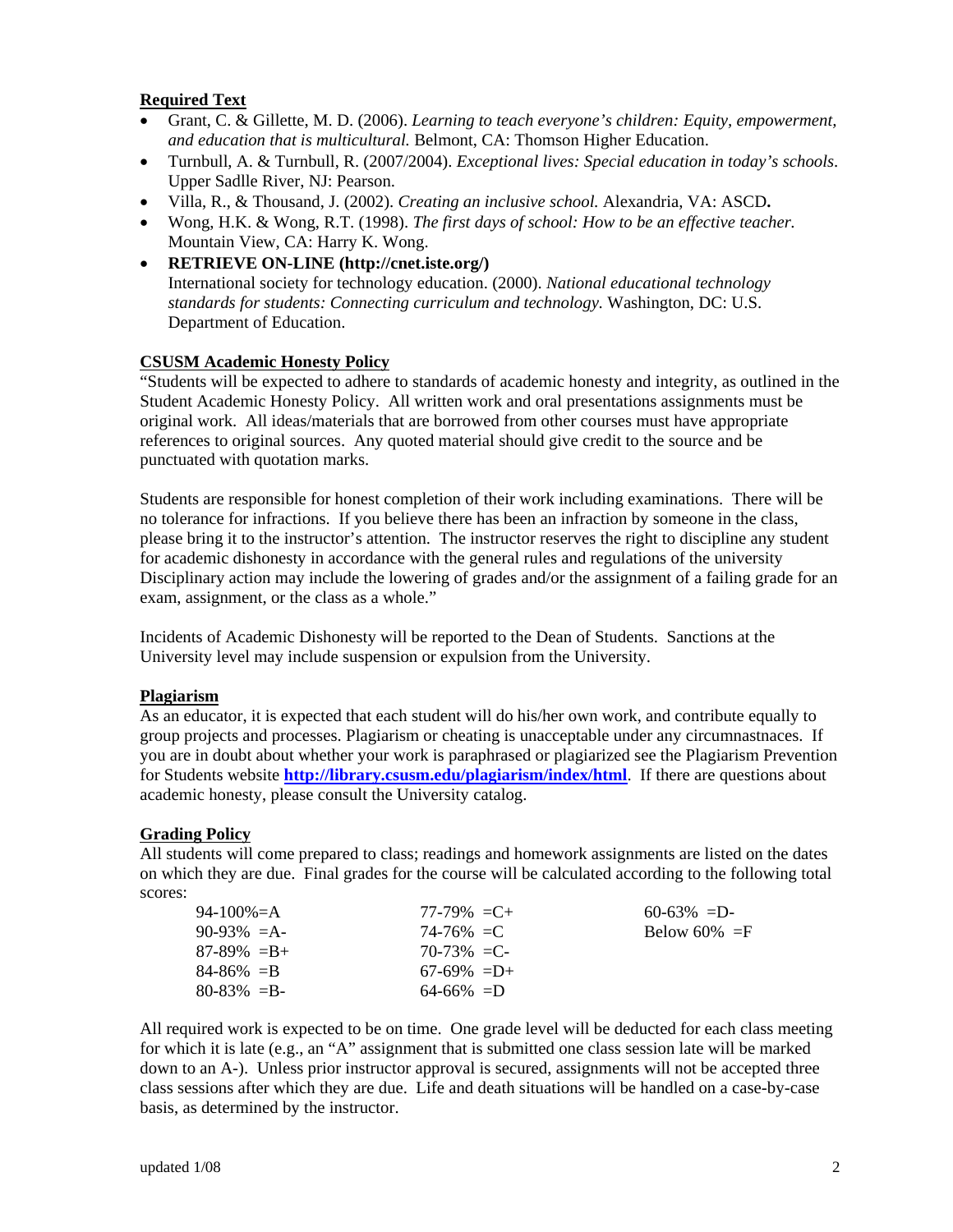**Required Text**

- Grant, C. & Gillette, M. D. (2006). *Learning to teach everyone's children: Equity, empowerment, and education that is multicultural.* Belmont, CA: Thomson Higher Education.
- Turnbull, A. & Turnbull, R. (2007/2004). *Exceptional lives: Special education in today's schools*. Upper Sadlle River, NJ: Pearson.
- Villa, R., & Thousand, J. (2002). *Creating an inclusive school.* Alexandria, VA: ASCD**.**
- Wong, H.K. & Wong, R.T. (1998). *The first days of school: How to be an effective teacher.* Mountain View, CA: Harry K. Wong.
- **RETRIEVE ON-LINE (http://cnet.iste.org/)**
  International society for technology education. (2000). *National educational technology standards for students: Connecting curriculum and technology.* Washington, DC: U.S. Department of Education.

**CSUSM Academic Honesty Policy**

"Students will be expected to adhere to standards of academic honesty and integrity, as outlined in the Student Academic Honesty Policy. All written work and oral presentations assignments must be original work. All ideas/materials that are borrowed from other courses must have appropriate references to original sources. Any quoted material should give credit to the source and be punctuated with quotation marks.

Students are responsible for honest completion of their work including examinations. There will be no tolerance for infractions. If you believe there has been an infraction by someone in the class, please bring it to the instructor's attention. The instructor reserves the right to discipline any student for academic dishonesty in accordance with the general rules and regulations of the university Disciplinary action may include the lowering of grades and/or the assignment of a failing grade for an exam, assignment, or the class as a whole."

Incidents of Academic Dishonesty will be reported to the Dean of Students. Sanctions at the University level may include suspension or expulsion from the University.

**Plagiarism**

As an educator, it is expected that each student will do his/her own work, and contribute equally to group projects and processes. Plagiarism or cheating is unacceptable under any circumnastnaces. If you are in doubt about whether your work is paraphrased or plagiarized see the Plagiarism Prevention for Students website **http://library.csusm.edu/plagiarism/index/html**. If there are questions about academic honesty, please consult the University catalog.

**Grading Policy**

All students will come prepared to class; readings and homework assignments are listed on the dates on which they are due. Final grades for the course will be calculated according to the following total scores:

| | | |
|---|---|---|
| 94-100%=A | 77-79% =C+ | 60-63% =D- |
| 90-93% =A- | 74-76% =C | Below 60% =F |
| 87-89% =B+ | 70-73% =C- | |
| 84-86% =B | 67-69% =D+ | |
| 80-83% =B- | 64-66% =D | |

All required work is expected to be on time. One grade level will be deducted for each class meeting for which it is late (e.g., an "A" assignment that is submitted one class session late will be marked down to an A-). Unless prior instructor approval is secured, assignments will not be accepted three class sessions after which they are due. Life and death situations will be handled on a case-by-case basis, as determined by the instructor.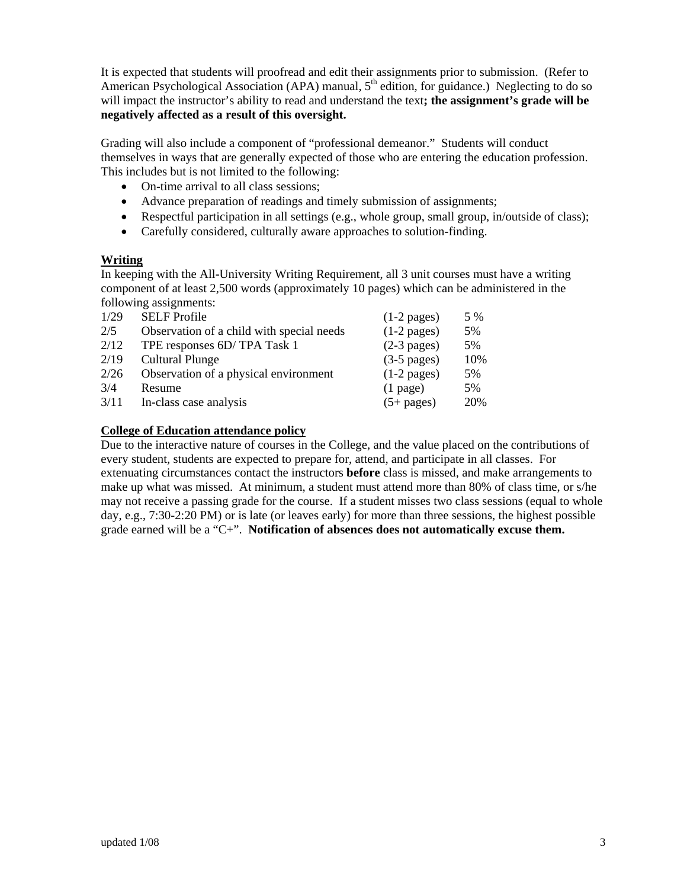It is expected that students will proofread and edit their assignments prior to submission. (Refer to American Psychological Association (APA) manual, 5th edition, for guidance.) Neglecting to do so will impact the instructor's ability to read and understand the text**; the assignment's grade will be negatively affected as a result of this oversight.**

Grading will also include a component of "professional demeanor." Students will conduct themselves in ways that are generally expected of those who are entering the education profession. This includes but is not limited to the following:

- On-time arrival to all class sessions;
- Advance preparation of readings and timely submission of assignments;
- Respectful participation in all settings (e.g., whole group, small group, in/outside of class);
- Carefully considered, culturally aware approaches to solution-finding.

**Writing**

In keeping with the All-University Writing Requirement, all 3 unit courses must have a writing component of at least 2,500 words (approximately 10 pages) which can be administered in the following assignments:

| | | | |
|---|---|---|---|
| 1/29 | SELF Profile | (1-2 pages) | 5 % |
| 2/5 | Observation of a child with special needs | (1-2 pages) | 5% |
| 2/12 | TPE responses 6D/ TPA Task 1 | (2-3 pages) | 5% |
| 2/19 | Cultural Plunge | (3-5 pages) | 10% |
| 2/26 | Observation of a physical environment | (1-2 pages) | 5% |
| 3/4 | Resume | (1 page) | 5% |
| 3/11 | In-class case analysis | (5+ pages) | 20% |

**College of Education attendance policy**

Due to the interactive nature of courses in the College, and the value placed on the contributions of every student, students are expected to prepare for, attend, and participate in all classes. For extenuating circumstances contact the instructors **before** class is missed, and make arrangements to make up what was missed. At minimum, a student must attend more than 80% of class time, or s/he may not receive a passing grade for the course. If a student misses two class sessions (equal to whole day, e.g., 7:30-2:20 PM) or is late (or leaves early) for more than three sessions, the highest possible grade earned will be a "C+". **Notification of absences does not automatically excuse them.**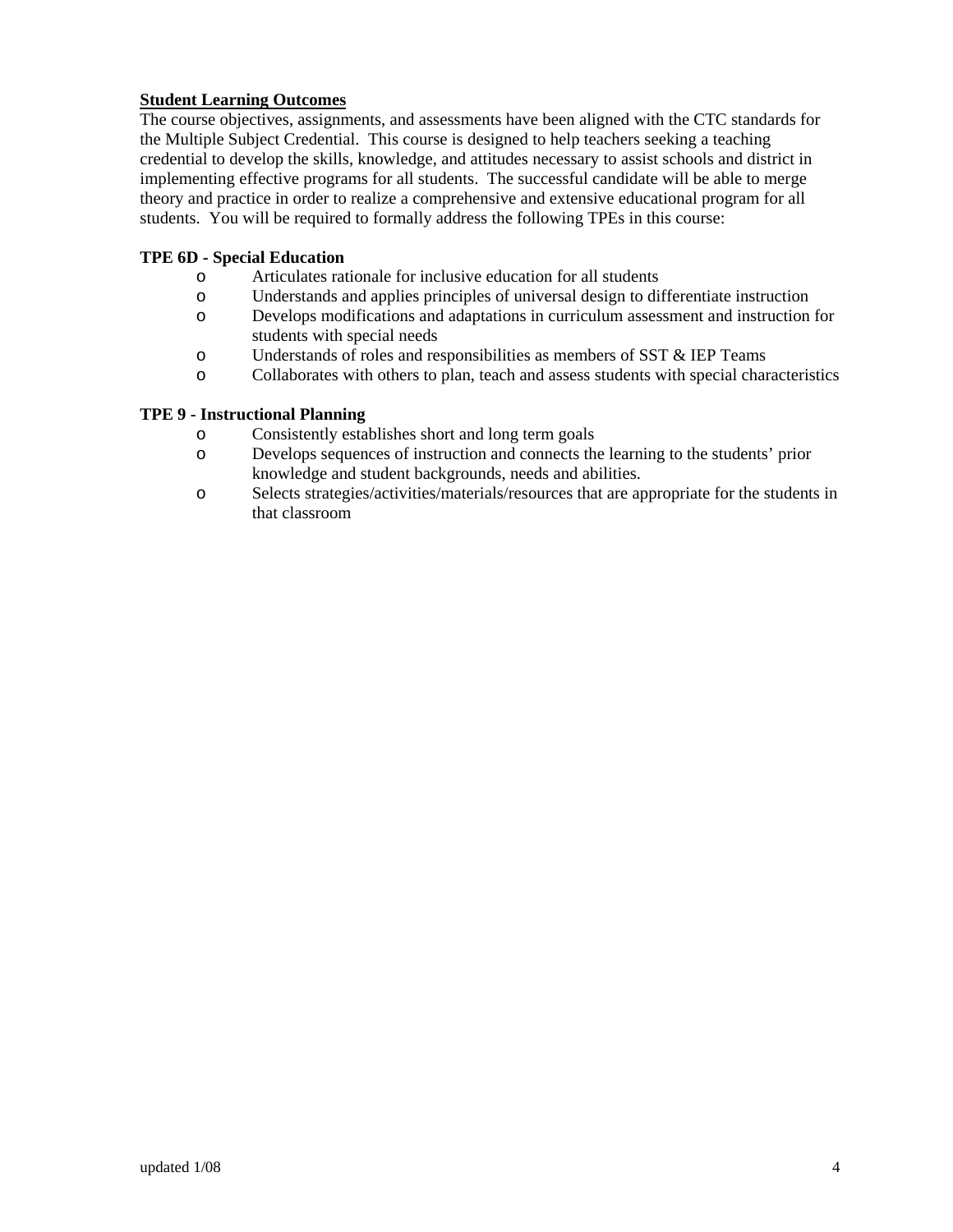**Student Learning Outcomes**

The course objectives, assignments, and assessments have been aligned with the CTC standards for the Multiple Subject Credential. This course is designed to help teachers seeking a teaching credential to develop the skills, knowledge, and attitudes necessary to assist schools and district in implementing effective programs for all students. The successful candidate will be able to merge theory and practice in order to realize a comprehensive and extensive educational program for all students. You will be required to formally address the following TPEs in this course:

**TPE 6D - Special Education**

- Articulates rationale for inclusive education for all students
- Understands and applies principles of universal design to differentiate instruction
- Develops modifications and adaptations in curriculum assessment and instruction for students with special needs
- Understands of roles and responsibilities as members of SST & IEP Teams
- Collaborates with others to plan, teach and assess students with special characteristics

**TPE 9 - Instructional Planning**

- Consistently establishes short and long term goals
- Develops sequences of instruction and connects the learning to the students' prior knowledge and student backgrounds, needs and abilities.
- Selects strategies/activities/materials/resources that are appropriate for the students in that classroom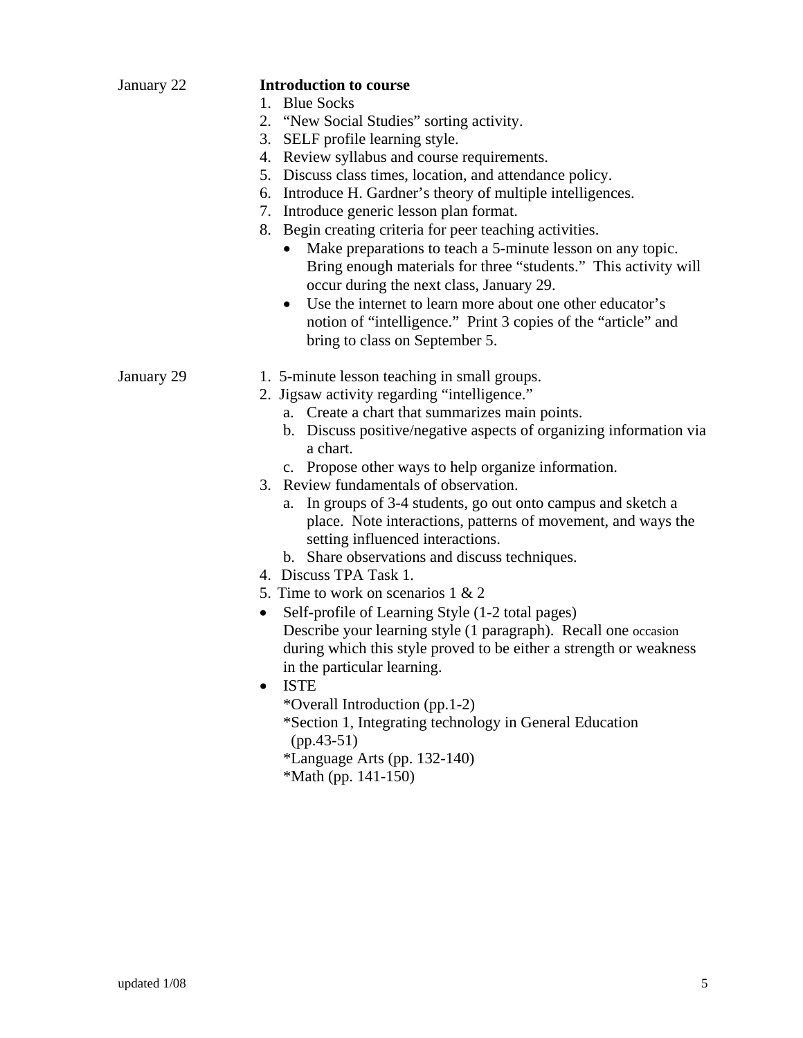| | |
|---|---|
| January 22 | **Introduction to course**<br>1. Blue Socks<br>2. "New Social Studies" sorting activity.<br>3. SELF profile learning style.<br>4. Review syllabus and course requirements.<br>5. Discuss class times, location, and attendance policy.<br>6. Introduce H. Gardner's theory of multiple intelligences.<br>7. Introduce generic lesson plan format.<br>8. Begin creating criteria for peer teaching activities.<br>• Make preparations to teach a 5-minute lesson on any topic. Bring enough materials for three "students." This activity will occur during the next class, January 29.<br>• Use the internet to learn more about one other educator's notion of "intelligence." Print 3 copies of the "article" and bring to class on September 5. |
| January 29 | 1. 5-minute lesson teaching in small groups.<br>2. Jigsaw activity regarding "intelligence."<br>a. Create a chart that summarizes main points.<br>b. Discuss positive/negative aspects of organizing information via a chart.<br>c. Propose other ways to help organize information.<br>3. Review fundamentals of observation.<br>a. In groups of 3-4 students, go out onto campus and sketch a place. Note interactions, patterns of movement, and ways the setting influenced interactions.<br>b. Share observations and discuss techniques.<br>4. Discuss TPA Task 1.<br>5. Time to work on scenarios 1 & 2<br>• Self-profile of Learning Style (1-2 total pages)<br>Describe your learning style (1 paragraph). Recall one occasion during which this style proved to be either a strength or weakness in the particular learning.<br>• ISTE<br>*Overall Introduction (pp.1-2)<br>*Section 1, Integrating technology in General Education (pp.43-51)<br>*Language Arts (pp. 132-140)<br>*Math (pp. 141-150) |

updated 1/08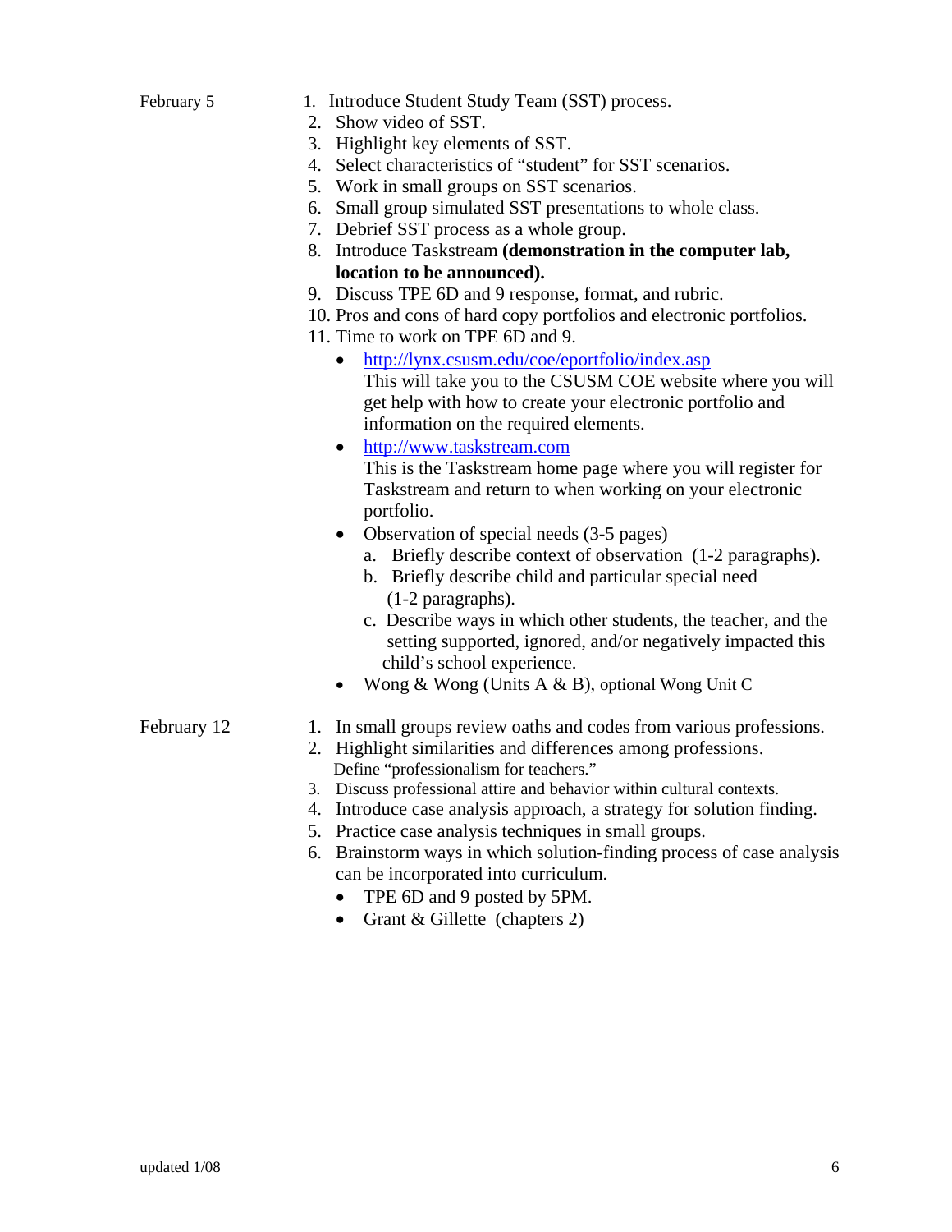February 5

1. Introduce Student Study Team (SST) process.
2. Show video of SST.
3. Highlight key elements of SST.
4. Select characteristics of "student" for SST scenarios.
5. Work in small groups on SST scenarios.
6. Small group simulated SST presentations to whole class.
7. Debrief SST process as a whole group.
8. Introduce Taskstream **(demonstration in the computer lab, location to be announced).**
9. Discuss TPE 6D and 9 response, format, and rubric.
10. Pros and cons of hard copy portfolios and electronic portfolios.
11. Time to work on TPE 6D and 9.
    - http://lynx.csusm.edu/coe/eportfolio/index.asp
      This will take you to the CSUSM COE website where you will get help with how to create your electronic portfolio and information on the required elements.
    - http://www.taskstream.com
      This is the Taskstream home page where you will register for Taskstream and return to when working on your electronic portfolio.
    - Observation of special needs (3-5 pages)
      a. Briefly describe context of observation (1-2 paragraphs).
      b. Briefly describe child and particular special need (1-2 paragraphs).
      c. Describe ways in which other students, the teacher, and the setting supported, ignored, and/or negatively impacted this child's school experience.
    - Wong & Wong (Units A & B), optional Wong Unit C

February 12

1. In small groups review oaths and codes from various professions.
2. Highlight similarities and differences among professions.
   Define "professionalism for teachers."
3. Discuss professional attire and behavior within cultural contexts.
4. Introduce case analysis approach, a strategy for solution finding.
5. Practice case analysis techniques in small groups.
6. Brainstorm ways in which solution-finding process of case analysis can be incorporated into curriculum.
   - TPE 6D and 9 posted by 5PM.
   - Grant & Gillette (chapters 2)

updated 1/08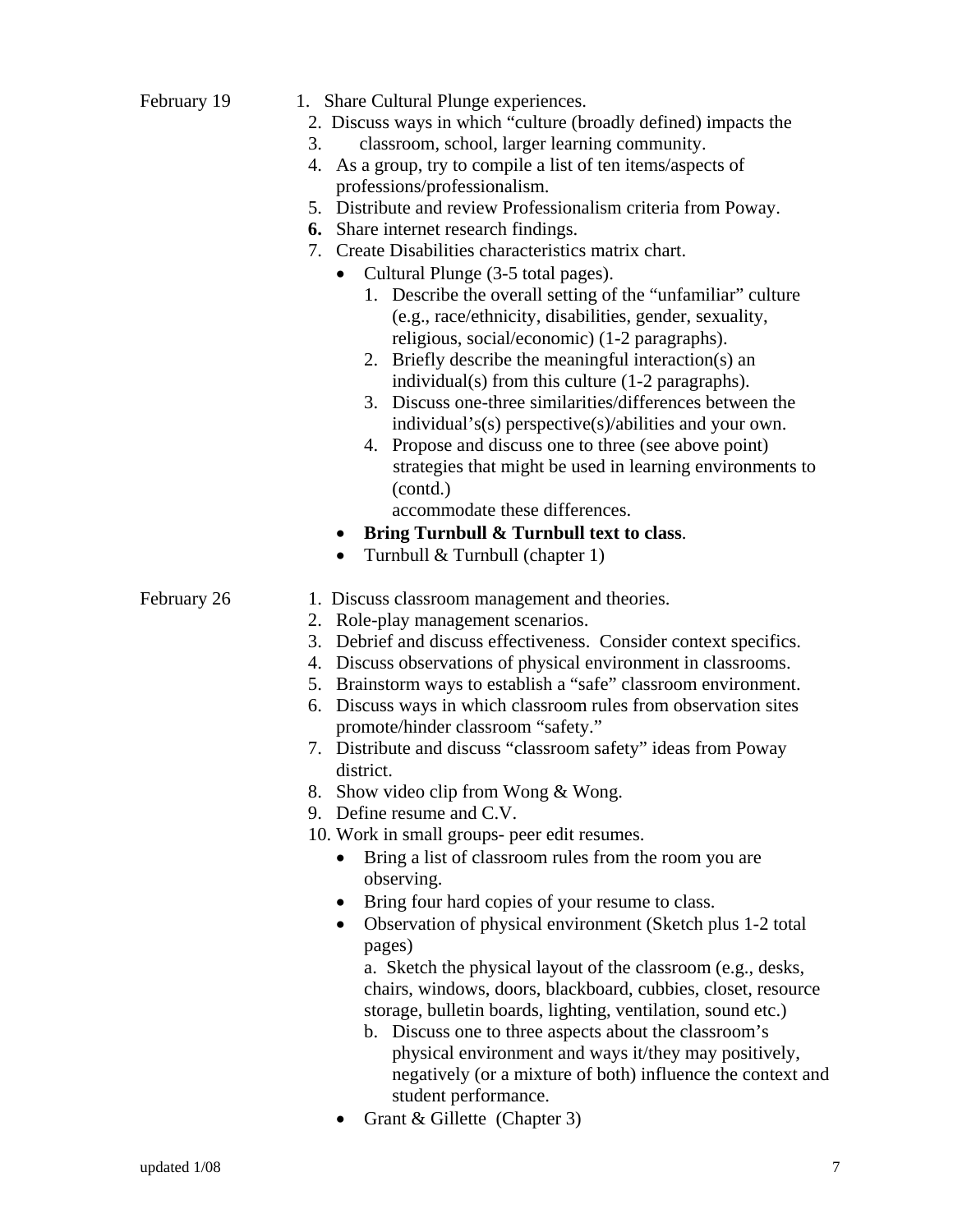February 19

1. Share Cultural Plunge experiences.
2. Discuss ways in which "culture (broadly defined) impacts the
3. classroom, school, larger learning community.
4. As a group, try to compile a list of ten items/aspects of professions/professionalism.
5. Distribute and review Professionalism criteria from Poway.
6. Share internet research findings.
7. Create Disabilities characteristics matrix chart.
   - Cultural Plunge (3-5 total pages).
     1. Describe the overall setting of the "unfamiliar" culture (e.g., race/ethnicity, disabilities, gender, sexuality, religious, social/economic) (1-2 paragraphs).
     2. Briefly describe the meaningful interaction(s) an individual(s) from this culture (1-2 paragraphs).
     3. Discuss one-three similarities/differences between the individual's(s) perspective(s)/abilities and your own.
     4. Propose and discuss one to three (see above point) strategies that might be used in learning environments to (contd.) accommodate these differences.
   - **Bring Turnbull & Turnbull text to class**.
   - Turnbull & Turnbull (chapter 1)

February 26

1. Discuss classroom management and theories.
2. Role-play management scenarios.
3. Debrief and discuss effectiveness. Consider context specifics.
4. Discuss observations of physical environment in classrooms.
5. Brainstorm ways to establish a "safe" classroom environment.
6. Discuss ways in which classroom rules from observation sites promote/hinder classroom "safety."
7. Distribute and discuss "classroom safety" ideas from Poway district.
8. Show video clip from Wong & Wong.
9. Define resume and C.V.
10. Work in small groups- peer edit resumes.
    - Bring a list of classroom rules from the room you are observing.
    - Bring four hard copies of your resume to class.
    - Observation of physical environment (Sketch plus 1-2 total pages)
      a. Sketch the physical layout of the classroom (e.g., desks, chairs, windows, doors, blackboard, cubbies, closet, resource storage, bulletin boards, lighting, ventilation, sound etc.)
      b. Discuss one to three aspects about the classroom's physical environment and ways it/they may positively, negatively (or a mixture of both) influence the context and student performance.
    - Grant & Gillette (Chapter 3)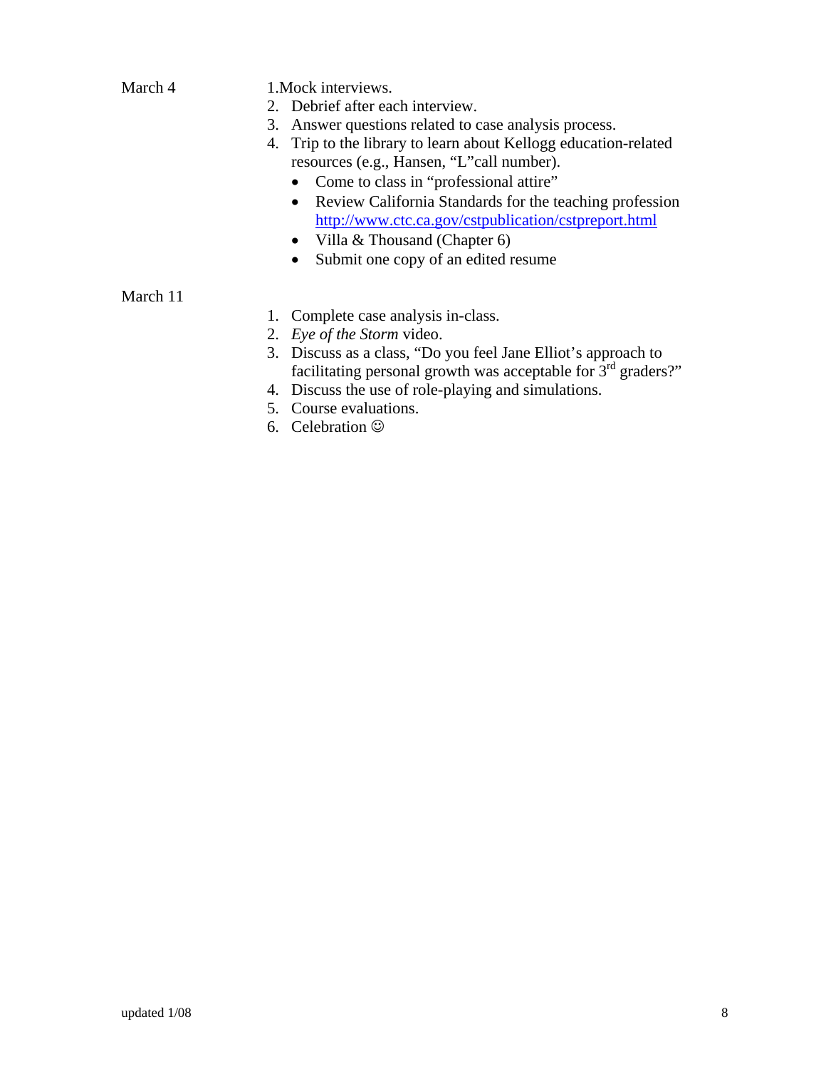March 4

1. Mock interviews.
2. Debrief after each interview.
3. Answer questions related to case analysis process.
4. Trip to the library to learn about Kellogg education-related resources (e.g., Hansen, "L"call number).
   - Come to class in "professional attire"
   - Review California Standards for the teaching profession http://www.ctc.ca.gov/cstpublication/cstpreport.html
   - Villa & Thousand (Chapter 6)
   - Submit one copy of an edited resume

March 11

1. Complete case analysis in-class.
2. *Eye of the Storm* video.
3. Discuss as a class, "Do you feel Jane Elliot's approach to facilitating personal growth was acceptable for 3rd graders?"
4. Discuss the use of role-playing and simulations.
5. Course evaluations.
6. Celebration ☺

updated 1/08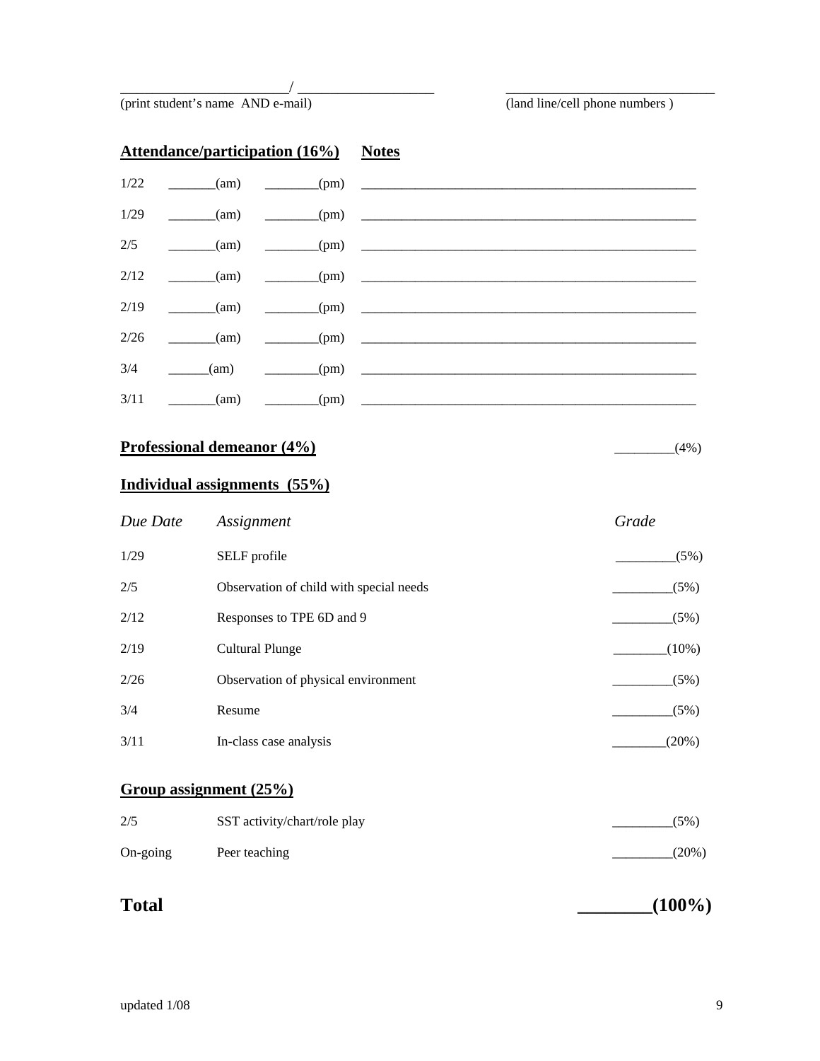________________________/ ___________________ ______________________________
(print student's name AND e-mail) (land line/cell phone numbers )

**Attendance/participation (16%)** **Notes**

| | | | |
|---|---|---|---|
| 1/22 | _______(am) | ________(pm) | ____________________________________________________ |
| 1/29 | _______(am) | ________(pm) | ____________________________________________________ |
| 2/5 | _______(am) | ________(pm) | ____________________________________________________ |
| 2/12 | _______(am) | ________(pm) | ____________________________________________________ |
| 2/19 | _______(am) | ________(pm) | ____________________________________________________ |
| 2/26 | _______(am) | ________(pm) | ____________________________________________________ |
| 3/4 | ______(am) | ________(pm) | ____________________________________________________ |
| 3/11 | _______(am) | ________(pm) | ____________________________________________________ |

**Professional demeanor (4%)** _________(4%)

**Individual assignments (55%)**

| *Due Date* | *Assignment* | *Grade* |
|---|---|---|
| 1/29 | SELF profile | _________(5%) |
| 2/5 | Observation of child with special needs | _________(5%) |
| 2/12 | Responses to TPE 6D and 9 | _________(5%) |
| 2/19 | Cultural Plunge | ________(10%) |
| 2/26 | Observation of physical environment | _________(5%) |
| 3/4 | Resume | _________(5%) |
| 3/11 | In-class case analysis | ________(20%) |

**Group assignment (25%)**

| | | |
|---|---|---|
| 2/5 | SST activity/chart/role play | _________(5%) |
| On-going | Peer teaching | _________(20%) |

**Total** **________(100%)**

updated 1/08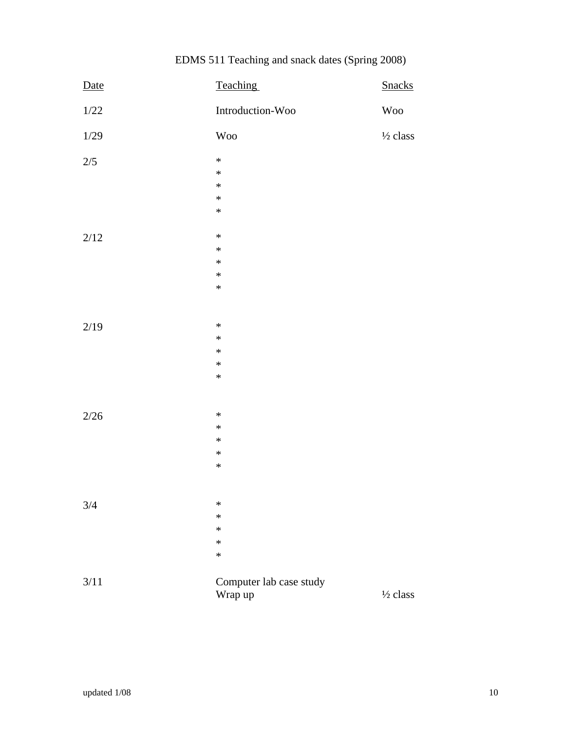EDMS 511 Teaching and snack dates (Spring 2008)

| Date | Teaching | Snacks |
| --- | --- | --- |
| 1/22 | Introduction-Woo | Woo |
| 1/29 | Woo | ½ class |
| 2/5 | *<br>*<br>*<br>*<br>* | |
| 2/12 | *<br>*<br>*<br>*<br>* | |
| 2/19 | *<br>*<br>*<br>*<br>* | |
| 2/26 | *<br>*<br>*<br>*<br>* | |
| 3/4 | *<br>*<br>*<br>*<br>* | |
| 3/11 | Computer lab case study<br>Wrap up | ½ class |

updated 1/08